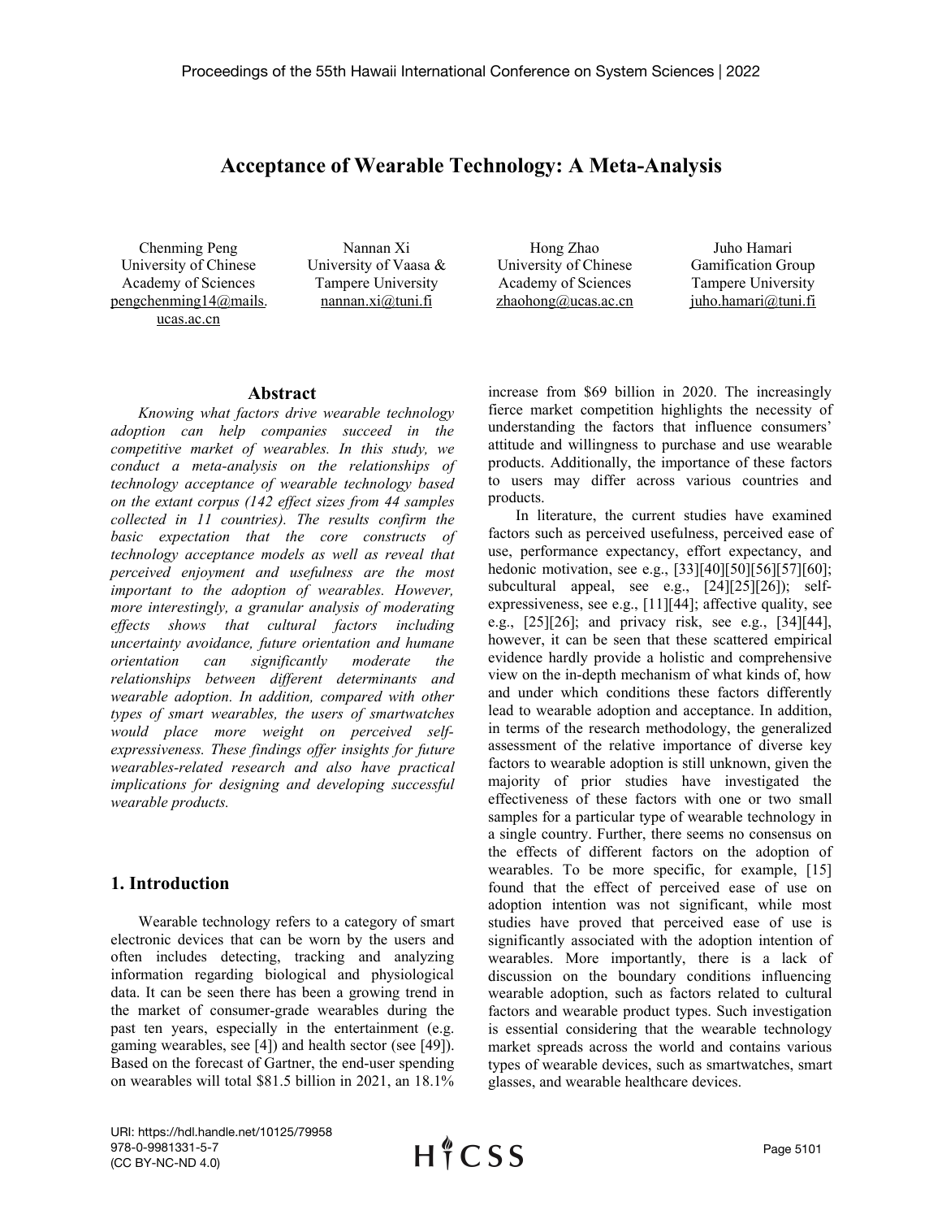# Acceptance of Wearable Technology: A Meta-Analysis

Chenming Peng
University of Chinese Academy of Sciences
pengchenming14@mails.ucas.ac.cn

Nannan Xi
University of Vaasa & Tampere University
nannan.xi@tuni.fi

Hong Zhao
University of Chinese Academy of Sciences
zhaohong@ucas.ac.cn

Juho Hamari
Gamification Group
Tampere University
juho.hamari@tuni.fi

## Abstract

*Knowing what factors drive wearable technology adoption can help companies succeed in the competitive market of wearables. In this study, we conduct a meta-analysis on the relationships of technology acceptance of wearable technology based on the extant corpus (142 effect sizes from 44 samples collected in 11 countries). The results confirm the basic expectation that the core constructs of technology acceptance models as well as reveal that perceived enjoyment and usefulness are the most important to the adoption of wearables. However, more interestingly, a granular analysis of moderating effects shows that cultural factors including uncertainty avoidance, future orientation and humane orientation can significantly moderate the relationships between different determinants and wearable adoption. In addition, compared with other types of smart wearables, the users of smartwatches would place more weight on perceived self-expressiveness. These findings offer insights for future wearables-related research and also have practical implications for designing and developing successful wearable products.*

## 1. Introduction

Wearable technology refers to a category of smart electronic devices that can be worn by the users and often includes detecting, tracking and analyzing information regarding biological and physiological data. It can be seen there has been a growing trend in the market of consumer-grade wearables during the past ten years, especially in the entertainment (e.g. gaming wearables, see [4]) and health sector (see [49]). Based on the forecast of Gartner, the end-user spending on wearables will total $81.5 billion in 2021, an 18.1% increase from $69 billion in 2020. The increasingly fierce market competition highlights the necessity of understanding the factors that influence consumers' attitude and willingness to purchase and use wearable products. Additionally, the importance of these factors to users may differ across various countries and products.

In literature, the current studies have examined factors such as perceived usefulness, perceived ease of use, performance expectancy, effort expectancy, and hedonic motivation, see e.g., [33][40][50][56][57][60]; subcultural appeal, see e.g., [24][25][26]); self-expressiveness, see e.g., [11][44]; affective quality, see e.g., [25][26]; and privacy risk, see e.g., [34][44], however, it can be seen that these scattered empirical evidence hardly provide a holistic and comprehensive view on the in-depth mechanism of what kinds of, how and under which conditions these factors differently lead to wearable adoption and acceptance. In addition, in terms of the research methodology, the generalized assessment of the relative importance of diverse key factors to wearable adoption is still unknown, given the majority of prior studies have investigated the effectiveness of these factors with one or two small samples for a particular type of wearable technology in a single country. Further, there seems no consensus on the effects of different factors on the adoption of wearables. To be more specific, for example, [15] found that the effect of perceived ease of use on adoption intention was not significant, while most studies have proved that perceived ease of use is significantly associated with the adoption intention of wearables. More importantly, there is a lack of discussion on the boundary conditions influencing wearable adoption, such as factors related to cultural factors and wearable product types. Such investigation is essential considering that the wearable technology market spreads across the world and contains various types of wearable devices, such as smartwatches, smart glasses, and wearable healthcare devices.

URI: https://hdl.handle.net/10125/79958
978-0-9981331-5-7
(CC BY-NC-ND 4.0)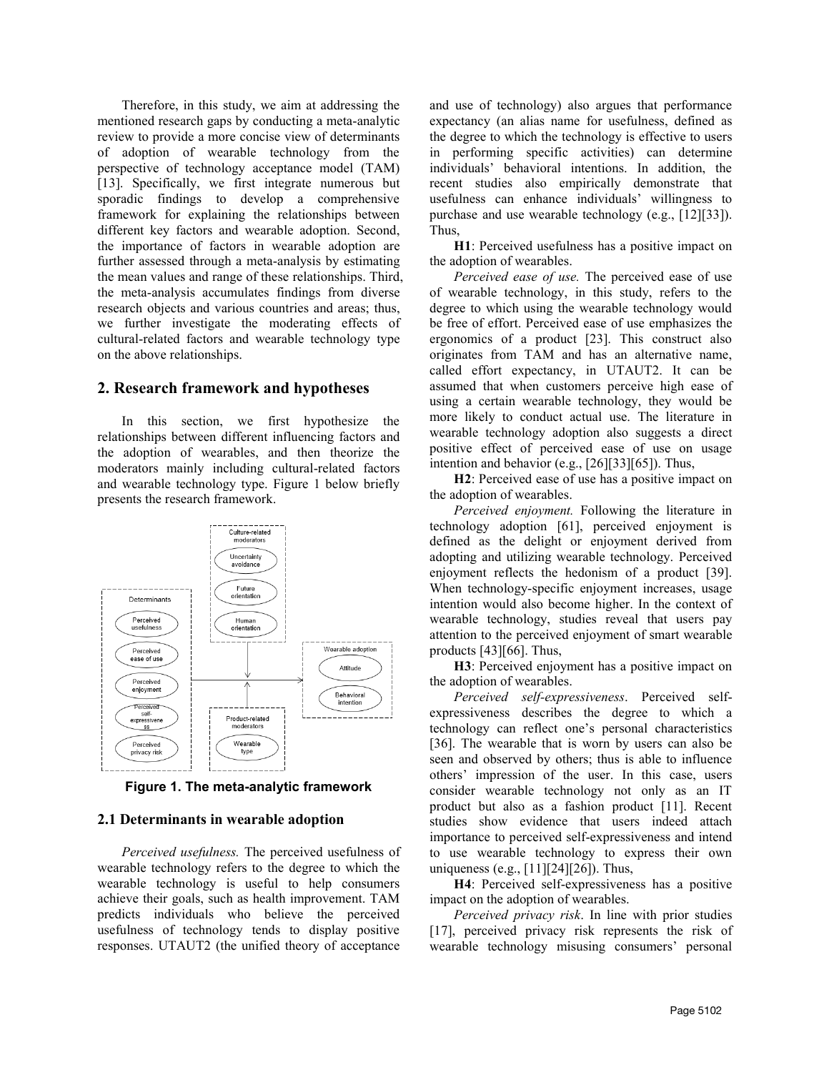Therefore, in this study, we aim at addressing the mentioned research gaps by conducting a meta-analytic review to provide a more concise view of determinants of adoption of wearable technology from the perspective of technology acceptance model (TAM) [13]. Specifically, we first integrate numerous but sporadic findings to develop a comprehensive framework for explaining the relationships between different key factors and wearable adoption. Second, the importance of factors in wearable adoption are further assessed through a meta-analysis by estimating the mean values and range of these relationships. Third, the meta-analysis accumulates findings from diverse research objects and various countries and areas; thus, we further investigate the moderating effects of cultural-related factors and wearable technology type on the above relationships.

## 2. Research framework and hypotheses

In this section, we first hypothesize the relationships between different influencing factors and the adoption of wearables, and then theorize the moderators mainly including cultural-related factors and wearable technology type. Figure 1 below briefly presents the research framework.

**Figure 1. The meta-analytic framework**

### 2.1 Determinants in wearable adoption

*Perceived usefulness.* The perceived usefulness of wearable technology refers to the degree to which the wearable technology is useful to help consumers achieve their goals, such as health improvement. TAM predicts individuals who believe the perceived usefulness of technology tends to display positive responses. UTAUT2 (the unified theory of acceptance and use of technology) also argues that performance expectancy (an alias name for usefulness, defined as the degree to which the technology is effective to users in performing specific activities) can determine individuals' behavioral intentions. In addition, the recent studies also empirically demonstrate that usefulness can enhance individuals' willingness to purchase and use wearable technology (e.g., [12][33]). Thus,

**H1**: Perceived usefulness has a positive impact on the adoption of wearables.

*Perceived ease of use.* The perceived ease of use of wearable technology, in this study, refers to the degree to which using the wearable technology would be free of effort. Perceived ease of use emphasizes the ergonomics of a product [23]. This construct also originates from TAM and has an alternative name, called effort expectancy, in UTAUT2. It can be assumed that when customers perceive high ease of using a certain wearable technology, they would be more likely to conduct actual use. The literature in wearable technology adoption also suggests a direct positive effect of perceived ease of use on usage intention and behavior (e.g., [26][33][65]). Thus,

**H2**: Perceived ease of use has a positive impact on the adoption of wearables.

*Perceived enjoyment.* Following the literature in technology adoption [61], perceived enjoyment is defined as the delight or enjoyment derived from adopting and utilizing wearable technology. Perceived enjoyment reflects the hedonism of a product [39]. When technology-specific enjoyment increases, usage intention would also become higher. In the context of wearable technology, studies reveal that users pay attention to the perceived enjoyment of smart wearable products [43][66]. Thus,

**H3**: Perceived enjoyment has a positive impact on the adoption of wearables.

*Perceived self-expressiveness*. Perceived self-expressiveness describes the degree to which a technology can reflect one's personal characteristics [36]. The wearable that is worn by users can also be seen and observed by others; thus is able to influence others' impression of the user. In this case, users consider wearable technology not only as an IT product but also as a fashion product [11]. Recent studies show evidence that users indeed attach importance to perceived self-expressiveness and intend to use wearable technology to express their own uniqueness (e.g., [11][24][26]). Thus,

**H4**: Perceived self-expressiveness has a positive impact on the adoption of wearables.

*Perceived privacy risk*. In line with prior studies [17], perceived privacy risk represents the risk of wearable technology misusing consumers' personal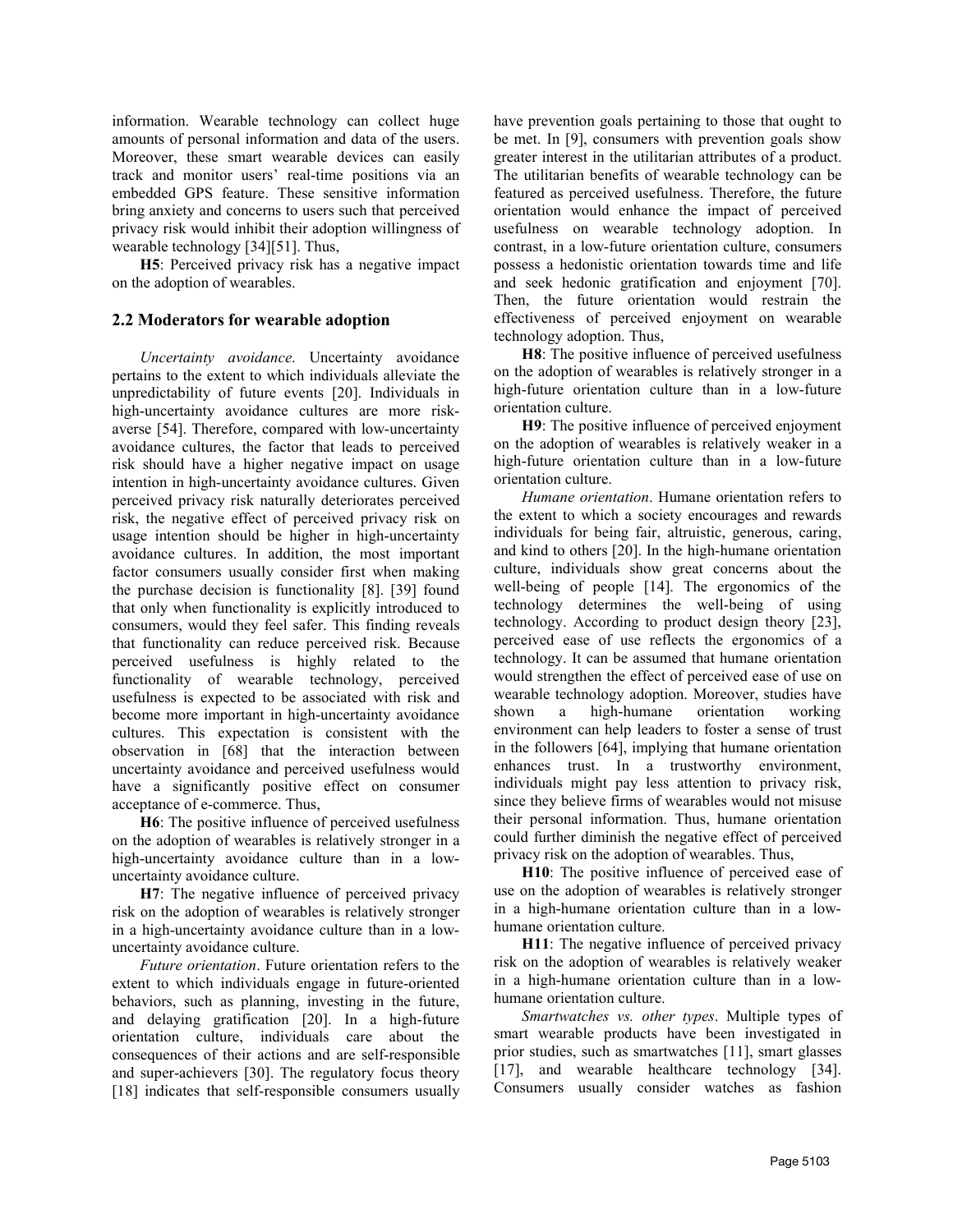information. Wearable technology can collect huge amounts of personal information and data of the users. Moreover, these smart wearable devices can easily track and monitor users' real-time positions via an embedded GPS feature. These sensitive information bring anxiety and concerns to users such that perceived privacy risk would inhibit their adoption willingness of wearable technology [34][51]. Thus,

**H5**: Perceived privacy risk has a negative impact on the adoption of wearables.

## 2.2 Moderators for wearable adoption

*Uncertainty avoidance*. Uncertainty avoidance pertains to the extent to which individuals alleviate the unpredictability of future events [20]. Individuals in high-uncertainty avoidance cultures are more risk-averse [54]. Therefore, compared with low-uncertainty avoidance cultures, the factor that leads to perceived risk should have a higher negative impact on usage intention in high-uncertainty avoidance cultures. Given perceived privacy risk naturally deteriorates perceived risk, the negative effect of perceived privacy risk on usage intention should be higher in high-uncertainty avoidance cultures. In addition, the most important factor consumers usually consider first when making the purchase decision is functionality [8]. [39] found that only when functionality is explicitly introduced to consumers, would they feel safer. This finding reveals that functionality can reduce perceived risk. Because perceived usefulness is highly related to the functionality of wearable technology, perceived usefulness is expected to be associated with risk and become more important in high-uncertainty avoidance cultures. This expectation is consistent with the observation in [68] that the interaction between uncertainty avoidance and perceived usefulness would have a significantly positive effect on consumer acceptance of e-commerce. Thus,

**H6**: The positive influence of perceived usefulness on the adoption of wearables is relatively stronger in a high-uncertainty avoidance culture than in a low-uncertainty avoidance culture.

**H7**: The negative influence of perceived privacy risk on the adoption of wearables is relatively stronger in a high-uncertainty avoidance culture than in a low-uncertainty avoidance culture.

*Future orientation*. Future orientation refers to the extent to which individuals engage in future-oriented behaviors, such as planning, investing in the future, and delaying gratification [20]. In a high-future orientation culture, individuals care about the consequences of their actions and are self-responsible and super-achievers [30]. The regulatory focus theory [18] indicates that self-responsible consumers usually have prevention goals pertaining to those that ought to be met. In [9], consumers with prevention goals show greater interest in the utilitarian attributes of a product. The utilitarian benefits of wearable technology can be featured as perceived usefulness. Therefore, the future orientation would enhance the impact of perceived usefulness on wearable technology adoption. In contrast, in a low-future orientation culture, consumers possess a hedonistic orientation towards time and life and seek hedonic gratification and enjoyment [70]. Then, the future orientation would restrain the effectiveness of perceived enjoyment on wearable technology adoption. Thus,

**H8**: The positive influence of perceived usefulness on the adoption of wearables is relatively stronger in a high-future orientation culture than in a low-future orientation culture.

**H9**: The positive influence of perceived enjoyment on the adoption of wearables is relatively weaker in a high-future orientation culture than in a low-future orientation culture.

*Humane orientation*. Humane orientation refers to the extent to which a society encourages and rewards individuals for being fair, altruistic, generous, caring, and kind to others [20]. In the high-humane orientation culture, individuals show great concerns about the well-being of people [14]. The ergonomics of the technology determines the well-being of using technology. According to product design theory [23], perceived ease of use reflects the ergonomics of a technology. It can be assumed that humane orientation would strengthen the effect of perceived ease of use on wearable technology adoption. Moreover, studies have shown a high-humane orientation working environment can help leaders to foster a sense of trust in the followers [64], implying that humane orientation enhances trust. In a trustworthy environment, individuals might pay less attention to privacy risk, since they believe firms of wearables would not misuse their personal information. Thus, humane orientation could further diminish the negative effect of perceived privacy risk on the adoption of wearables. Thus,

**H10**: The positive influence of perceived ease of use on the adoption of wearables is relatively stronger in a high-humane orientation culture than in a low-humane orientation culture.

**H11**: The negative influence of perceived privacy risk on the adoption of wearables is relatively weaker in a high-humane orientation culture than in a low-humane orientation culture.

*Smartwatches vs. other types*. Multiple types of smart wearables products have been investigated in prior studies, such as smartwatches [11], smart glasses [17], and wearable healthcare technology [34]. Consumers usually consider watches as fashion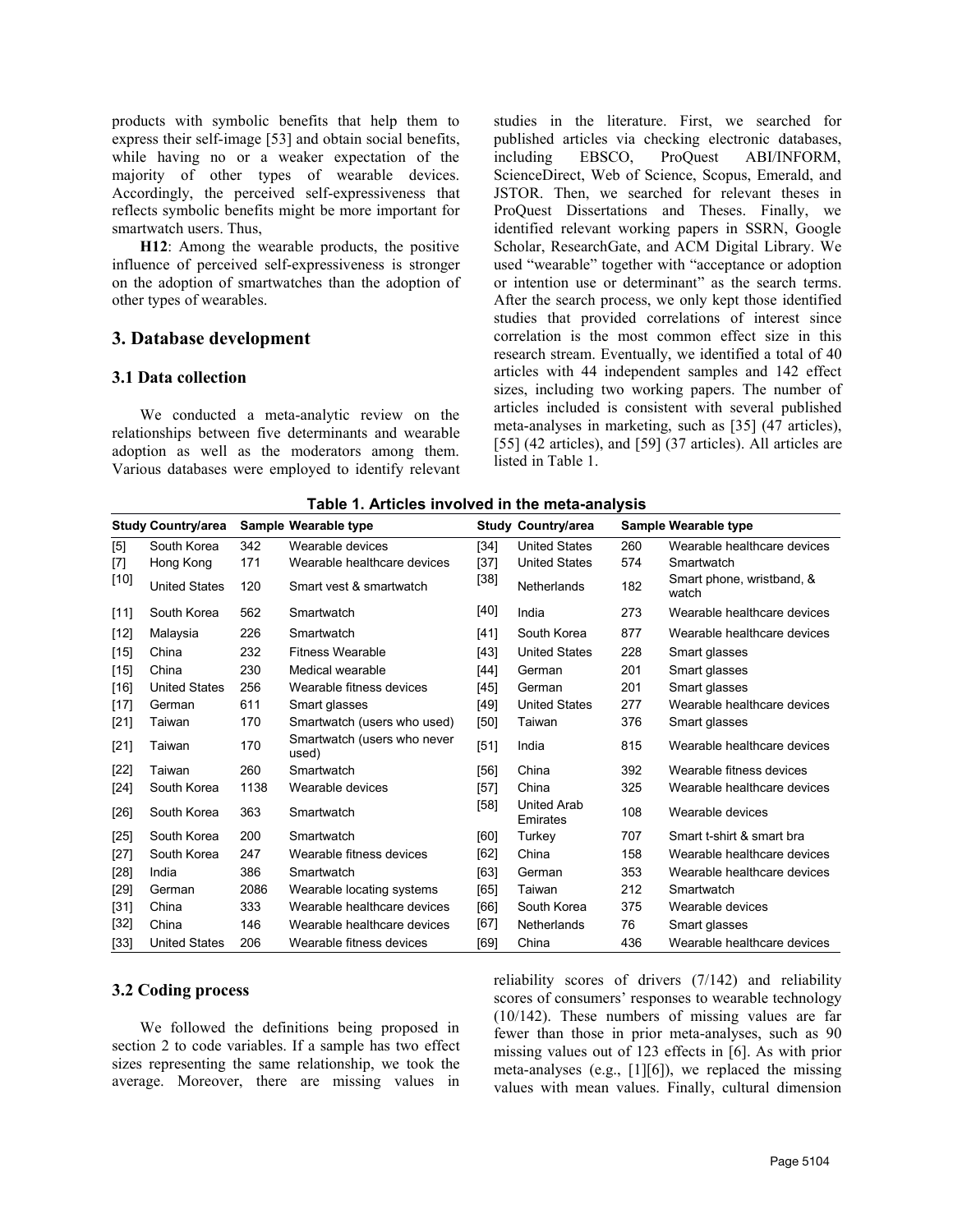products with symbolic benefits that help them to express their self-image [53] and obtain social benefits, while having no or a weaker expectation of the majority of other types of wearable devices. Accordingly, the perceived self-expressiveness that reflects symbolic benefits might be more important for smartwatch users. Thus,

**H12**: Among the wearable products, the positive influence of perceived self-expressiveness is stronger on the adoption of smartwatches than the adoption of other types of wearables.

## 3. Database development

### 3.1 Data collection

We conducted a meta-analytic review on the relationships between five determinants and wearable adoption as well as the moderators among them. Various databases were employed to identify relevant studies in the literature. First, we searched for published articles via checking electronic databases, including EBSCO, ProQuest ABI/INFORM, ScienceDirect, Web of Science, Scopus, Emerald, and JSTOR. Then, we searched for relevant theses in ProQuest Dissertations and Theses. Finally, we identified relevant working papers in SSRN, Google Scholar, ResearchGate, and ACM Digital Library. We used "wearable" together with "acceptance or adoption or intention use or determinant" as the search terms. After the search process, we only kept those identified studies that provided correlations of interest since correlation is the most common effect size in this research stream. Eventually, we identified a total of 40 articles with 44 independent samples and 142 effect sizes, including two working papers. The number of articles included is consistent with several published meta-analyses in marketing, such as [35] (47 articles), [55] (42 articles), and [59] (37 articles). All articles are listed in Table 1.

**Table 1. Articles involved in the meta-analysis**

| Study | Country/area | Sample | Wearable type | Study | Country/area | Sample | Wearable type |
|---|---|---|---|---|---|---|---|
| [5] | South Korea | 342 | Wearable devices | [34] | United States | 260 | Wearable healthcare devices |
| [7] | Hong Kong | 171 | Wearable healthcare devices | [37] | United States | 574 | Smartwatch |
| [10] | United States | 120 | Smart vest & smartwatch | [38] | Netherlands | 182 | Smart phone, wristband, & watch |
| [11] | South Korea | 562 | Smartwatch | [40] | India | 273 | Wearable healthcare devices |
| [12] | Malaysia | 226 | Smartwatch | [41] | South Korea | 877 | Wearable healthcare devices |
| [15] | China | 232 | Fitness Wearable | [43] | United States | 228 | Smart glasses |
| [15] | China | 230 | Medical wearable | [44] | German | 201 | Smart glasses |
| [16] | United States | 256 | Wearable fitness devices | [45] | German | 201 | Smart glasses |
| [17] | German | 611 | Smart glasses | [49] | United States | 277 | Wearable healthcare devices |
| [21] | Taiwan | 170 | Smartwatch (users who used) | [50] | Taiwan | 376 | Smart glasses |
| [21] | Taiwan | 170 | Smartwatch (users who never used) | [51] | India | 815 | Wearable healthcare devices |
| [22] | Taiwan | 260 | Smartwatch | [56] | China | 392 | Wearable fitness devices |
| [24] | South Korea | 1138 | Wearable devices | [57] | China | 325 | Wearable healthcare devices |
| [26] | South Korea | 363 | Smartwatch | [58] | United Arab Emirates | 108 | Wearable devices |
| [25] | South Korea | 200 | Smartwatch | [60] | Turkey | 707 | Smart t-shirt & smart bra |
| [27] | South Korea | 247 | Wearable fitness devices | [62] | China | 158 | Wearable healthcare devices |
| [28] | India | 386 | Smartwatch | [63] | German | 353 | Wearable healthcare devices |
| [29] | German | 2086 | Wearable locating systems | [65] | Taiwan | 212 | Smartwatch |
| [31] | China | 333 | Wearable healthcare devices | [66] | South Korea | 375 | Wearable devices |
| [32] | China | 146 | Wearable healthcare devices | [67] | Netherlands | 76 | Smart glasses |
| [33] | United States | 206 | Wearable fitness devices | [69] | China | 436 | Wearable healthcare devices |

### 3.2 Coding process

We followed the definitions being proposed in section 2 to code variables. If a sample has two effect sizes representing the same relationship, we took the average. Moreover, there are missing values in reliability scores of drivers (7/142) and reliability scores of consumers' responses to wearable technology (10/142). These numbers of missing values are far fewer than those in prior meta-analyses, such as 90 missing values out of 123 effects in [6]. As with prior meta-analyses (e.g., [1][6]), we replaced the missing values with mean values. Finally, cultural dimension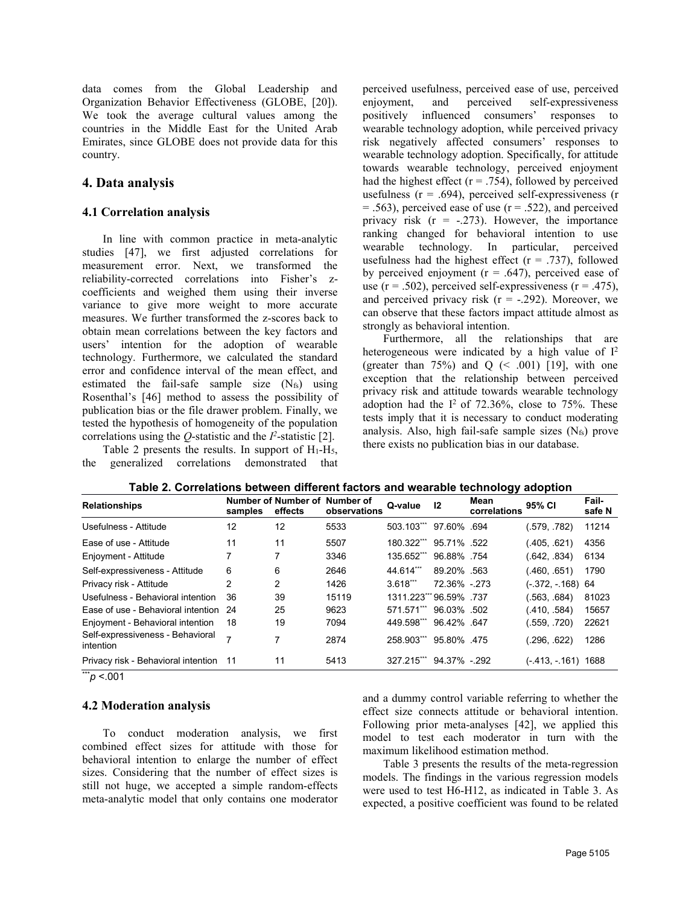data comes from the Global Leadership and Organization Behavior Effectiveness (GLOBE, [20]). We took the average cultural values among the countries in the Middle East for the United Arab Emirates, since GLOBE does not provide data for this country.

## 4. Data analysis

### 4.1 Correlation analysis

In line with common practice in meta-analytic studies [47], we first adjusted correlations for measurement error. Next, we transformed the reliability-corrected correlations into Fisher's z-coefficients and weighed them using their inverse variance to give more weight to more accurate measures. We further transformed the z-scores back to obtain mean correlations between the key factors and users' intention for the adoption of wearable technology. Furthermore, we calculated the standard error and confidence interval of the mean effect, and estimated the fail-safe sample size ($N_{fs}$) using Rosenthal's [46] method to assess the possibility of publication bias or the file drawer problem. Finally, we tested the hypothesis of homogeneity of the population correlations using the *Q*-statistic and the $I^2$-statistic [2].

Table 2 presents the results. In support of $H_1$-$H_5$, the generalized correlations demonstrated that perceived usefulness, perceived ease of use, perceived enjoyment, and perceived self-expressiveness positively influenced consumers' responses to wearable technology adoption, while perceived privacy risk negatively affected consumers' responses to wearable technology adoption. Specifically, for attitude towards wearable technology, perceived enjoyment had the highest effect (r = .754), followed by perceived usefulness (r = .694), perceived self-expressiveness (r = .563), perceived ease of use (r = .522), and perceived privacy risk (r = -.273). However, the importance ranking changed for behavioral intention to use wearable technology. In particular, perceived usefulness had the highest effect (r = .737), followed by perceived enjoyment (r = .647), perceived ease of use (r = .502), perceived self-expressiveness (r = .475), and perceived privacy risk (r = -.292). Moreover, we can observe that these factors impact attitude almost as strongly as behavioral intention.

Furthermore, all the relationships that are heterogeneous were indicated by a high value of $I^2$ (greater than 75%) and Q (< .001) [19], with one exception that the relationship between perceived privacy risk and attitude towards wearable technology adoption had the $I^2$ of 72.36%, close to 75%. These tests imply that it is necessary to conduct moderating analysis. Also, high fail-safe sample sizes ($N_{fs}$) prove there exists no publication bias in our database.

**Table 2. Correlations between different factors and wearable technology adoption**

| Relationships | Number of samples | Number of effects | Number of observations | Q-value | I2 | Mean correlations | 95% CI | Fail-safe N |
|---|---|---|---|---|---|---|---|---|
| Usefulness - Attitude | 12 | 12 | 5533 | 503.103*** | 97.60% | .694 | (.579, .782) | 11214 |
| Ease of use - Attitude | 11 | 11 | 5507 | 180.322*** | 95.71% | .522 | (.405, .621) | 4356 |
| Enjoyment - Attitude | 7 | 7 | 3346 | 135.652*** | 96.88% | .754 | (.642, .834) | 6134 |
| Self-expressiveness - Attitude | 6 | 6 | 2646 | 44.614*** | 89.20% | .563 | (.460, .651) | 1790 |
| Privacy risk - Attitude | 2 | 2 | 1426 | 3.618*** | 72.36% | -.273 | (-.372, -.168) | 64 |
| Usefulness - Behavioral intention | 36 | 39 | 15119 | 1311.223*** | 96.59% | .737 | (.563, .684) | 81023 |
| Ease of use - Behavioral intention | 24 | 25 | 9623 | 571.571*** | 96.03% | .502 | (.410, .584) | 15657 |
| Enjoyment - Behavioral intention | 18 | 19 | 7094 | 449.598*** | 96.42% | .647 | (.559, .720) | 22621 |
| Self-expressiveness - Behavioral intention | 7 | 7 | 2874 | 258.903*** | 95.80% | .475 | (.296, .622) | 1286 |
| Privacy risk - Behavioral intention | 11 | 11 | 5413 | 327.215*** | 94.37% | -.292 | (-.413, -.161) | 1688 |

*** $p$ <.001

### 4.2 Moderation analysis

To conduct moderation analysis, we first combined effect sizes for attitude with those for behavioral intention to enlarge the number of effect sizes. Considering that the number of effect sizes is still not huge, we accepted a simple random-effects meta-analytic model that only contains one moderator and a dummy control variable referring to whether the effect size connects attitude or behavioral intention. Following prior meta-analyses [42], we applied this model to test each moderator in turn with the maximum likelihood estimation method.

Table 3 presents the results of the meta-regression models. The findings in the various regression models were used to test H6-H12, as indicated in Table 3. As expected, a positive coefficient was found to be related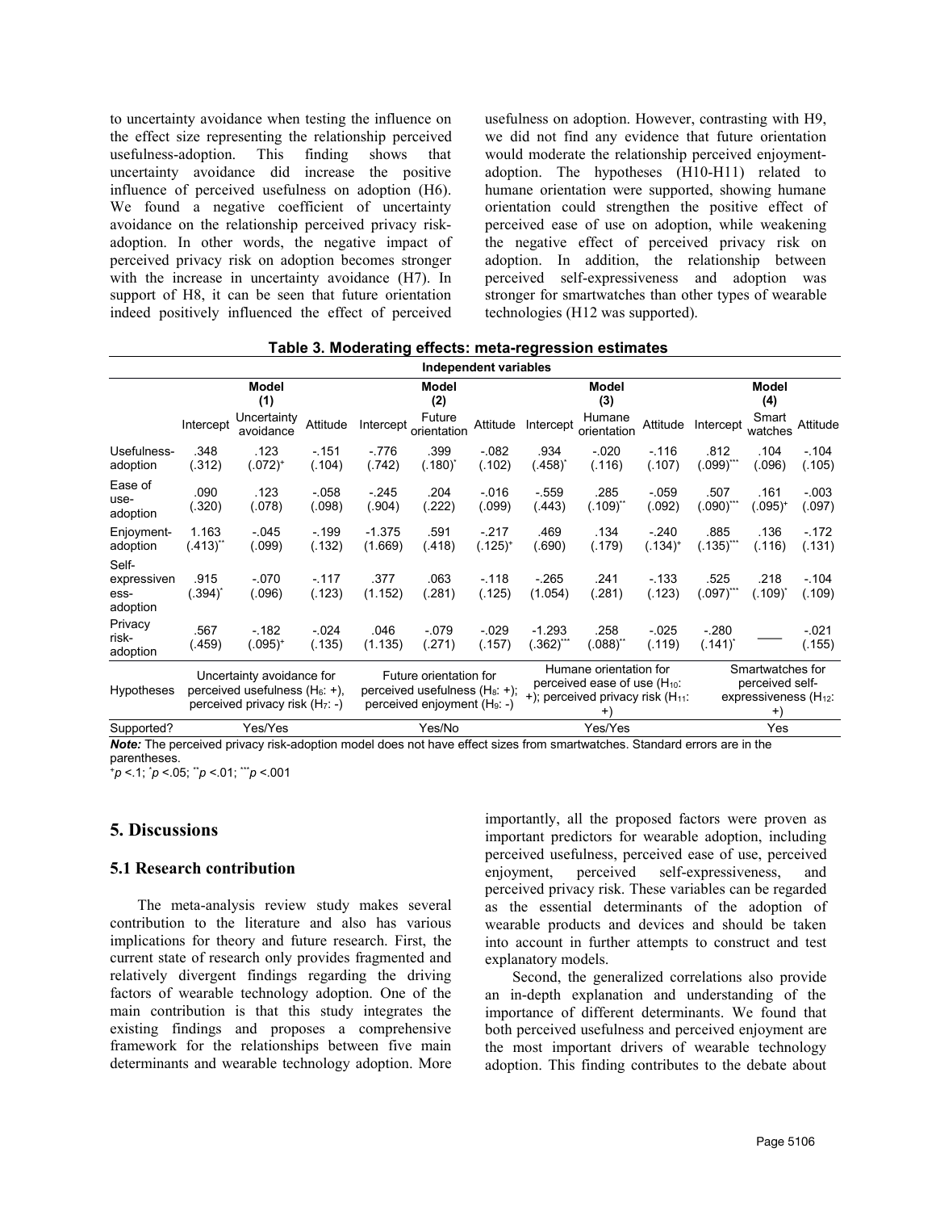to uncertainty avoidance when testing the influence on the effect size representing the relationship perceived usefulness-adoption. This finding shows that uncertainty avoidance did increase the positive influence of perceived usefulness on adoption (H6). We found a negative coefficient of uncertainty avoidance on the relationship perceived privacy risk-adoption. In other words, the negative impact of perceived privacy risk on adoption becomes stronger with the increase in uncertainty avoidance (H7). In support of H8, it can be seen that future orientation indeed positively influenced the effect of perceived usefulness on adoption. However, contrasting with H9, we did not find any evidence that future orientation would moderate the relationship perceived enjoyment-adoption. The hypotheses (H10-H11) related to humane orientation were supported, showing humane orientation could strengthen the positive effect of perceived ease of use on adoption, while weakening the negative effect of perceived privacy risk on adoption. In addition, the relationship between perceived self-expressiveness and adoption was stronger for smartwatches than other types of wearable technologies (H12 was supported).

**Table 3. Moderating effects: meta-regression estimates**

| | Independent variables | | | | | | | | | | | |
|---|---|---|---|---|---|---|---|---|---|---|---|---|
| | Model (1) | | | Model (2) | | | Model (3) | | | Model (4) | | |
| | Intercept | Uncertainty avoidance | Attitude | Intercept | Future orientation | Attitude | Intercept | Humane orientation | Attitude | Intercept | Smart watches | Attitude |
| Usefulness-adoption | .348 (.312) | .123 $(.072)^{+}$ | -.151 (.104) | -.776 (.742) | .399 $(.180)^{*}$ | -.082 (.102) | .934 $(.458)^{*}$ | -.020 (.116) | -.116 (.107) | .812 $(.099)^{***}$ | .104 (.096) | -.104 (.105) |
| Ease of use-adoption | .090 (.320) | .123 (.078) | -.058 (.098) | -.245 (.904) | .204 (.222) | -.016 (.099) | -.559 (.443) | .285 $(.109)^{**}$ | -.059 (.092) | .507 $(.090)^{***}$ | .161 $(.095)^{+}$ | -.003 (.097) |
| Enjoyment-adoption | 1.163 $(.413)^{**}$ | -.045 (.099) | -.199 (.132) | -1.375 (1.669) | .591 (.418) | -.217 $(.125)^{+}$ | .469 (.690) | .134 (.179) | -.240 $(.134)^{+}$ | .885 $(.135)^{***}$ | .136 (.116) | -.172 (.131) |
| Self-expressiveness-adoption | .915 $(.394)^{*}$ | -.070 (.096) | -.117 (.123) | .377 (1.152) | .063 (.281) | -.118 (.125) | -.265 (1.054) | .241 (.281) | -.133 (.123) | .525 $(.097)^{***}$ | .218 $(.109)^{*}$ | -.104 (.109) |
| Privacy risk-adoption | .567 (.459) | -.182 $(.095)^{+}$ | -.024 (.135) | .046 (1.135) | -.079 (.271) | -.029 (.157) | -1.293 $(.362)^{***}$ | .258 $(.088)^{**}$ | -.025 (.119) | -.280 $(.141)^{*}$ | ___ | -.021 (.155) |
| Hypotheses | Uncertainty avoidance for perceived usefulness ($H_6$: +), perceived privacy risk ($H_7$: -) | | | Future orientation for perceived usefulness ($H_8$: +); perceived enjoyment ($H_9$: -) | | | Humane orientation for perceived ease of use ($H_{10}$: +); perceived privacy risk ($H_{11}$: +) | | | Smartwatches for perceived self-expressiveness ($H_{12}$: +) | | |
| Supported? | Yes/Yes | | | Yes/No | | | Yes/Yes | | | Yes | | |

***Note:*** The perceived privacy risk-adoption model does not have effect sizes from smartwatches. Standard errors are in the parentheses.
$^{+}p < .1$; $^{*}p < .05$; $^{**}p < .01$; $^{***}p < .001$

## 5. Discussions

### 5.1 Research contribution

The meta-analysis review study makes several contribution to the literature and also has various implications for theory and future research. First, the current state of research only provides fragmented and relatively divergent findings regarding the driving factors of wearable technology adoption. One of the main contribution is that this study integrates the existing findings and proposes a comprehensive framework for the relationships between five main determinants and wearable technology adoption. More importantly, all the proposed factors were proven as important predictors for wearable adoption, including perceived usefulness, perceived ease of use, perceived enjoyment, perceived self-expressiveness, and perceived privacy risk. These variables can be regarded as the essential determinants of the adoption of wearable products and devices and should be taken into account in further attempts to construct and test explanatory models.

Second, the generalized correlations also provide an in-depth explanation and understanding of the importance of different determinants. We found that both perceived usefulness and perceived enjoyment are the most important drivers of wearable technology adoption. This finding contributes to the debate about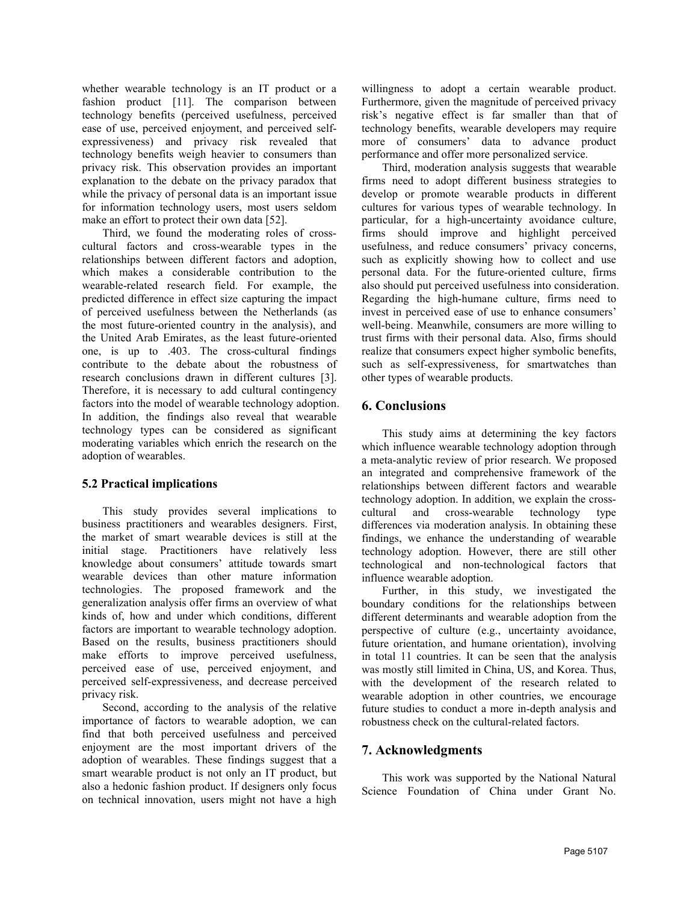whether wearable technology is an IT product or a fashion product [11]. The comparison between technology benefits (perceived usefulness, perceived ease of use, perceived enjoyment, and perceived self-expressiveness) and privacy risk revealed that technology benefits weigh heavier to consumers than privacy risk. This observation provides an important explanation to the debate on the privacy paradox that while the privacy of personal data is an important issue for information technology users, most users seldom make an effort to protect their own data [52].

Third, we found the moderating roles of cross-cultural factors and cross-wearable types in the relationships between different factors and adoption, which makes a considerable contribution to the wearable-related research field. For example, the predicted difference in effect size capturing the impact of perceived usefulness between the Netherlands (as the most future-oriented country in the analysis), and the United Arab Emirates, as the least future-oriented one, is up to .403. The cross-cultural findings contribute to the debate about the robustness of research conclusions drawn in different cultures [3]. Therefore, it is necessary to add cultural contingency factors into the model of wearable technology adoption. In addition, the findings also reveal that wearable technology types can be considered as significant moderating variables which enrich the research on the adoption of wearables.

### 5.2 Practical implications

This study provides several implications to business practitioners and wearables designers. First, the market of smart wearable devices is still at the initial stage. Practitioners have relatively less knowledge about consumers' attitude towards smart wearable devices than other mature information technologies. The proposed framework and the generalization analysis offer firms an overview of what kinds of, how and under which conditions, different factors are important to wearable technology adoption. Based on the results, business practitioners should make efforts to improve perceived usefulness, perceived ease of use, perceived enjoyment, and perceived self-expressiveness, and decrease perceived privacy risk.

Second, according to the analysis of the relative importance of factors to wearable adoption, we can find that both perceived usefulness and perceived enjoyment are the most important drivers of the adoption of wearables. These findings suggest that a smart wearable product is not only an IT product, but also a hedonic fashion product. If designers only focus on technical innovation, users might not have a high willingness to adopt a certain wearable product. Furthermore, given the magnitude of perceived privacy risk's negative effect is far smaller than that of technology benefits, wearable developers may require more of consumers' data to advance product performance and offer more personalized service.

Third, moderation analysis suggests that wearable firms need to adopt different business strategies to develop or promote wearable products in different cultures for various types of wearable technology. In particular, for a high-uncertainty avoidance culture, firms should improve and highlight perceived usefulness, and reduce consumers' privacy concerns, such as explicitly showing how to collect and use personal data. For the future-oriented culture, firms also should put perceived usefulness into consideration. Regarding the high-humane culture, firms need to invest in perceived ease of use to enhance consumers' well-being. Meanwhile, consumers are more willing to trust firms with their personal data. Also, firms should realize that consumers expect higher symbolic benefits, such as self-expressiveness, for smartwatches than other types of wearable products.

## 6. Conclusions

This study aims at determining the key factors which influence wearable technology adoption through a meta-analytic review of prior research. We proposed an integrated and comprehensive framework of the relationships between different factors and wearable technology adoption. In addition, we explain the cross-cultural and cross-wearable technology type differences via moderation analysis. In obtaining these findings, we enhance the understanding of wearable technology adoption. However, there are still other technological and non-technological factors that influence wearable adoption.

Further, in this study, we investigated the boundary conditions for the relationships between different determinants and wearable adoption from the perspective of culture (e.g., uncertainty avoidance, future orientation, and humane orientation), involving in total 11 countries. It can be seen that the analysis was mostly still limited in China, US, and Korea. Thus, with the development of the research related to wearable adoption in other countries, we encourage future studies to conduct a more in-depth analysis and robustness check on the cultural-related factors.

## 7. Acknowledgments

This work was supported by the National Natural Science Foundation of China under Grant No.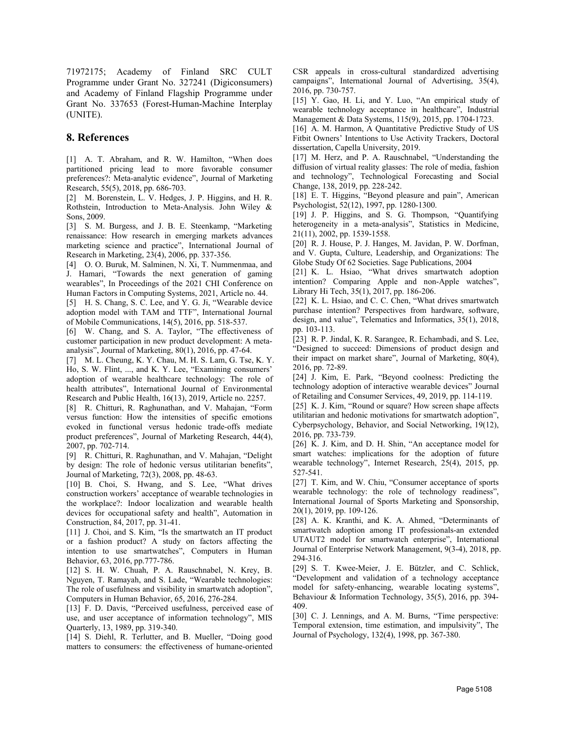71972175; Academy of Finland SRC CULT Programme under Grant No. 327241 (Digiconsumers) and Academy of Finland Flagship Programme under Grant No. 337653 (Forest-Human-Machine Interplay (UNITE).

## 8. References

[1] A. T. Abraham, and R. W. Hamilton, "When does partitioned pricing lead to more favorable consumer preferences?: Meta-analytic evidence", Journal of Marketing Research, 55(5), 2018, pp. 686-703.

[2] M. Borenstein, L. V. Hedges, J. P. Higgins, and H. R. Rothstein, Introduction to Meta-Analysis. John Wiley & Sons, 2009.

[3] S. M. Burgess, and J. B. E. Steenkamp, "Marketing renaissance: How research in emerging markets advances marketing science and practice", International Journal of Research in Marketing, 23(4), 2006, pp. 337-356.

[4] O. O. Buruk, M. Salminen, N. Xi, T. Nummenmaa, and J. Hamari, "Towards the next generation of gaming wearables", In Proceedings of the 2021 CHI Conference on Human Factors in Computing Systems, 2021, Article no. 44.

[5] H. S. Chang, S. C. Lee, and Y. G. Ji, "Wearable device adoption model with TAM and TTF", International Journal of Mobile Communications, 14(5), 2016, pp. 518-537.

[6] W. Chang, and S. A. Taylor, "The effectiveness of customer participation in new product development: A meta-analysis", Journal of Marketing, 80(1), 2016, pp. 47-64.

[7] M. L. Cheung, K. Y. Chau, M. H. S. Lam, G. Tse, K. Y. Ho, S. W. Flint, ..., and K. Y. Lee, "Examining consumers' adoption of wearable healthcare technology: The role of health attributes", International Journal of Environmental Research and Public Health, 16(13), 2019, Article no. 2257.

[8] R. Chitturi, R. Raghunathan, and V. Mahajan, "Form versus function: How the intensities of specific emotions evoked in functional versus hedonic trade-offs mediate product preferences", Journal of Marketing Research, 44(4), 2007, pp. 702-714.

[9] R. Chitturi, R. Raghunathan, and V. Mahajan, "Delight by design: The role of hedonic versus utilitarian benefits", Journal of Marketing, 72(3), 2008, pp. 48-63.

[10] B. Choi, S. Hwang, and S. Lee, "What drives construction workers' acceptance of wearable technologies in the workplace?: Indoor localization and wearable health devices for occupational safety and health", Automation in Construction, 84, 2017, pp. 31-41.

[11] J. Choi, and S. Kim, "Is the smartwatch an IT product or a fashion product? A study on factors affecting the intention to use smartwatches", Computers in Human Behavior, 63, 2016, pp.777-786.

[12] S. H. W. Chuah, P. A. Rauschnabel, N. Krey, B. Nguyen, T. Ramayah, and S. Lade, "Wearable technologies: The role of usefulness and visibility in smartwatch adoption", Computers in Human Behavior, 65, 2016, 276-284.

[13] F. D. Davis, "Perceived usefulness, perceived ease of use, and user acceptance of information technology", MIS Quarterly, 13, 1989, pp. 319-340.

[14] S. Diehl, R. Terlutter, and B. Mueller, "Doing good matters to consumers: the effectiveness of humane-oriented CSR appeals in cross-cultural standardized advertising campaigns", International Journal of Advertising, 35(4), 2016, pp. 730-757.

[15] Y. Gao, H. Li, and Y. Luo, "An empirical study of wearable technology acceptance in healthcare", Industrial Management & Data Systems, 115(9), 2015, pp. 1704-1723.

[16] A. M. Harmon, A Quantitative Predictive Study of US Fitbit Owners' Intentions to Use Activity Trackers, Doctoral dissertation, Capella University, 2019.

[17] M. Herz, and P. A. Rauschnabel, "Understanding the diffusion of virtual reality glasses: The role of media, fashion and technology", Technological Forecasting and Social Change, 138, 2019, pp. 228-242.

[18] E. T. Higgins, "Beyond pleasure and pain", American Psychologist, 52(12), 1997, pp. 1280-1300.

[19] J. P. Higgins, and S. G. Thompson, "Quantifying heterogeneity in a meta-analysis", Statistics in Medicine, 21(11), 2002, pp. 1539-1558.

[20] R. J. House, P. J. Hanges, M. Javidan, P. W. Dorfman, and V. Gupta, Culture, Leadership, and Organizations: The Globe Study Of 62 Societies. Sage Publications, 2004

[21] K. L. Hsiao, "What drives smartwatch adoption intention? Comparing Apple and non-Apple watches", Library Hi Tech, 35(1), 2017, pp. 186-206.

[22] K. L. Hsiao, and C. C. Chen, "What drives smartwatch purchase intention? Perspectives from hardware, software, design, and value", Telematics and Informatics, 35(1), 2018, pp. 103-113.

[23] R. P. Jindal, K. R. Sarangee, R. Echambadi, and S. Lee, "Designed to succeed: Dimensions of product design and their impact on market share", Journal of Marketing, 80(4), 2016, pp. 72-89.

[24] J. Kim, E. Park, "Beyond coolness: Predicting the technology adoption of interactive wearable devices" Journal of Retailing and Consumer Services, 49, 2019, pp. 114-119.

[25] K. J. Kim, "Round or square? How screen shape affects utilitarian and hedonic motivations for smartwatch adoption", Cyberpsychology, Behavior, and Social Networking, 19(12), 2016, pp. 733-739.

[26] K. J. Kim, and D. H. Shin, "An acceptance model for smart watches: implications for the adoption of future wearable technology", Internet Research, 25(4), 2015, pp. 527-541.

[27] T. Kim, and W. Chiu, "Consumer acceptance of sports wearable technology: the role of technology readiness", International Journal of Sports Marketing and Sponsorship, 20(1), 2019, pp. 109-126.

[28] A. K. Kranthi, and K. A. Ahmed, "Determinants of smartwatch adoption among IT professionals-an extended UTAUT2 model for smartwatch enterprise", International Journal of Enterprise Network Management, 9(3-4), 2018, pp. 294-316.

[29] S. T. Kwee-Meier, J. E. Bützler, and C. Schlick, "Development and validation of a technology acceptance model for safety-enhancing, wearable locating systems", Behaviour & Information Technology, 35(5), 2016, pp. 394-409.

[30] C. J. Lennings, and A. M. Burns, "Time perspective: Temporal extension, time estimation, and impulsivity", The Journal of Psychology, 132(4), 1998, pp. 367-380.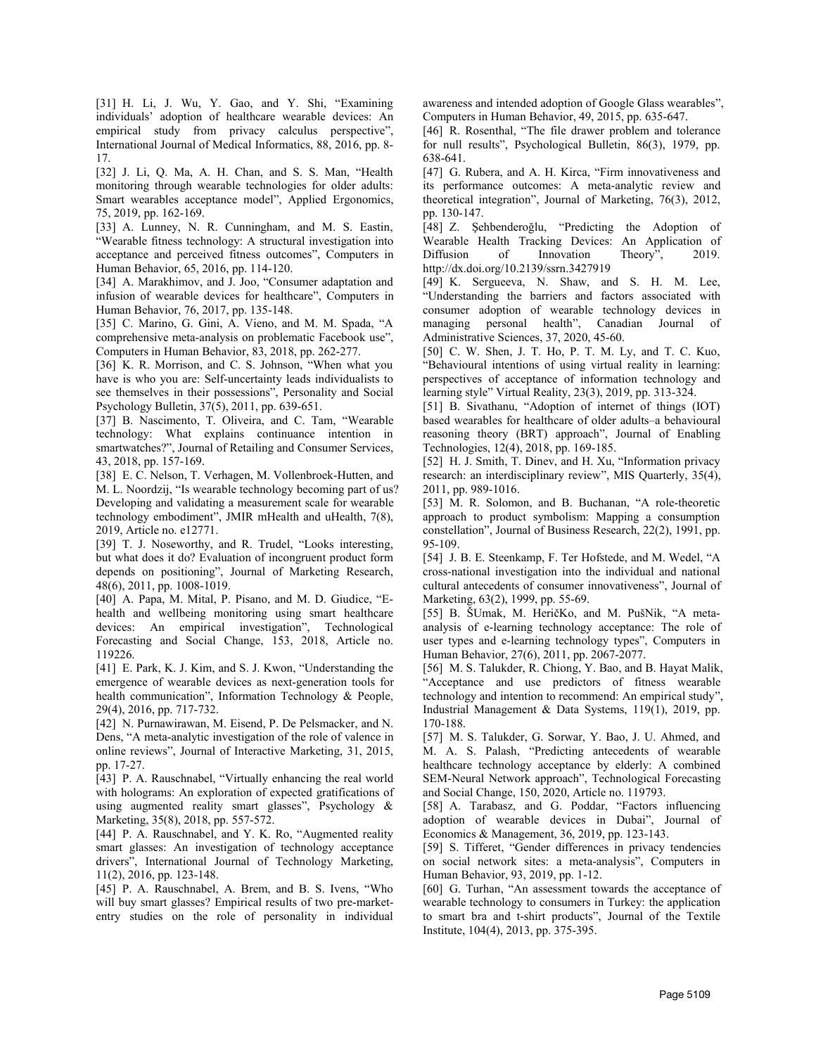[31] H. Li, J. Wu, Y. Gao, and Y. Shi, "Examining individuals' adoption of healthcare wearable devices: An empirical study from privacy calculus perspective", International Journal of Medical Informatics, 88, 2016, pp. 8-17.

[32] J. Li, Q. Ma, A. H. Chan, and S. S. Man, "Health monitoring through wearable technologies for older adults: Smart wearables acceptance model", Applied Ergonomics, 75, 2019, pp. 162-169.

[33] A. Lunney, N. R. Cunningham, and M. S. Eastin, "Wearable fitness technology: A structural investigation into acceptance and perceived fitness outcomes", Computers in Human Behavior, 65, 2016, pp. 114-120.

[34] A. Marakhimov, and J. Joo, "Consumer adaptation and infusion of wearable devices for healthcare", Computers in Human Behavior, 76, 2017, pp. 135-148.

[35] C. Marino, G. Gini, A. Vieno, and M. M. Spada, "A comprehensive meta-analysis on problematic Facebook use", Computers in Human Behavior, 83, 2018, pp. 262-277.

[36] K. R. Morrison, and C. S. Johnson, "When what you have is who you are: Self-uncertainty leads individualists to see themselves in their possessions", Personality and Social Psychology Bulletin, 37(5), 2011, pp. 639-651.

[37] B. Nascimento, T. Oliveira, and C. Tam, "Wearable technology: What explains continuance intention in smartwatches?", Journal of Retailing and Consumer Services, 43, 2018, pp. 157-169.

[38] E. C. Nelson, T. Verhagen, M. Vollenbroek-Hutten, and M. L. Noordzij, "Is wearable technology becoming part of us? Developing and validating a measurement scale for wearable technology embodiment", JMIR mHealth and uHealth, 7(8), 2019, Article no. e12771.

[39] T. J. Noseworthy, and R. Trudel, "Looks interesting, but what does it do? Evaluation of incongruent product form depends on positioning", Journal of Marketing Research, 48(6), 2011, pp. 1008-1019.

[40] A. Papa, M. Mital, P. Pisano, and M. D. Giudice, "E-health and wellbeing monitoring using smart healthcare devices: An empirical investigation", Technological Forecasting and Social Change, 153, 2018, Article no. 119226.

[41] E. Park, K. J. Kim, and S. J. Kwon, "Understanding the emergence of wearable devices as next-generation tools for health communication", Information Technology & People, 29(4), 2016, pp. 717-732.

[42] N. Purnawirawan, M. Eisend, P. De Pelsmacker, and N. Dens, "A meta-analytic investigation of the role of valence in online reviews", Journal of Interactive Marketing, 31, 2015, pp. 17-27.

[43] P. A. Rauschnabel, "Virtually enhancing the real world with holograms: An exploration of expected gratifications of using augmented reality smart glasses", Psychology & Marketing, 35(8), 2018, pp. 557-572.

[44] P. A. Rauschnabel, and Y. K. Ro, "Augmented reality smart glasses: An investigation of technology acceptance drivers", International Journal of Technology Marketing, 11(2), 2016, pp. 123-148.

[45] P. A. Rauschnabel, A. Brem, and B. S. Ivens, "Who will buy smart glasses? Empirical results of two pre-market-entry studies on the role of personality in individual awareness and intended adoption of Google Glass wearables", Computers in Human Behavior, 49, 2015, pp. 635-647.

[46] R. Rosenthal, "The file drawer problem and tolerance for null results", Psychological Bulletin, 86(3), 1979, pp. 638-641.

[47] G. Rubera, and A. H. Kirca, "Firm innovativeness and its performance outcomes: A meta-analytic review and theoretical integration", Journal of Marketing, 76(3), 2012, pp. 130-147.

[48] Z. Şehbenderoğlu, "Predicting the Adoption of Wearable Health Tracking Devices: An Application of Diffusion of Innovation Theory", 2019. http://dx.doi.org/10.2139/ssrn.3427919

[49] K. Sergueeva, N. Shaw, and S. H. M. Lee, "Understanding the barriers and factors associated with consumer adoption of wearable technology devices in managing personal health", Canadian Journal of Administrative Sciences, 37, 2020, 45-60.

[50] C. W. Shen, J. T. Ho, P. T. M. Ly, and T. C. Kuo, "Behavioural intentions of using virtual reality in learning: perspectives of acceptance of information technology and learning style" Virtual Reality, 23(3), 2019, pp. 313-324.

[51] B. Sivathanu, "Adoption of internet of things (IOT) based wearables for healthcare of older adults–a behavioural reasoning theory (BRT) approach", Journal of Enabling Technologies, 12(4), 2018, pp. 169-185.

[52] H. J. Smith, T. Dinev, and H. Xu, "Information privacy research: an interdisciplinary review", MIS Quarterly, 35(4), 2011, pp. 989-1016.

[53] M. R. Solomon, and B. Buchanan, "A role-theoretic approach to product symbolism: Mapping a consumption constellation", Journal of Business Research, 22(2), 1991, pp. 95-109.

[54] J. B. E. Steenkamp, F. Ter Hofstede, and M. Wedel, "A cross-national investigation into the individual and national cultural antecedents of consumer innovativeness", Journal of Marketing, 63(2), 1999, pp. 55-69.

[55] B. ŠUmak, M. HeričKo, and M. PušNik, "A meta-analysis of e-learning technology acceptance: The role of user types and e-learning technology types", Computers in Human Behavior, 27(6), 2011, pp. 2067-2077.

[56] M. S. Talukder, R. Chiong, Y. Bao, and B. Hayat Malik, "Acceptance and use predictors of fitness wearable technology and intention to recommend: An empirical study", Industrial Management & Data Systems, 119(1), 2019, pp. 170-188.

[57] M. S. Talukder, G. Sorwar, Y. Bao, J. U. Ahmed, and M. A. S. Palash, "Predicting antecedents of wearable healthcare technology acceptance by elderly: A combined SEM-Neural Network approach", Technological Forecasting and Social Change, 150, 2020, Article no. 119793.

[58] A. Tarabasz, and G. Poddar, "Factors influencing adoption of wearable devices in Dubai", Journal of Economics & Management, 36, 2019, pp. 123-143.

[59] S. Tifferet, "Gender differences in privacy tendencies on social network sites: a meta-analysis", Computers in Human Behavior, 93, 2019, pp. 1-12.

[60] G. Turhan, "An assessment towards the acceptance of wearable technology to consumers in Turkey: the application to smart bra and t-shirt products", Journal of the Textile Institute, 104(4), 2013, pp. 375-395.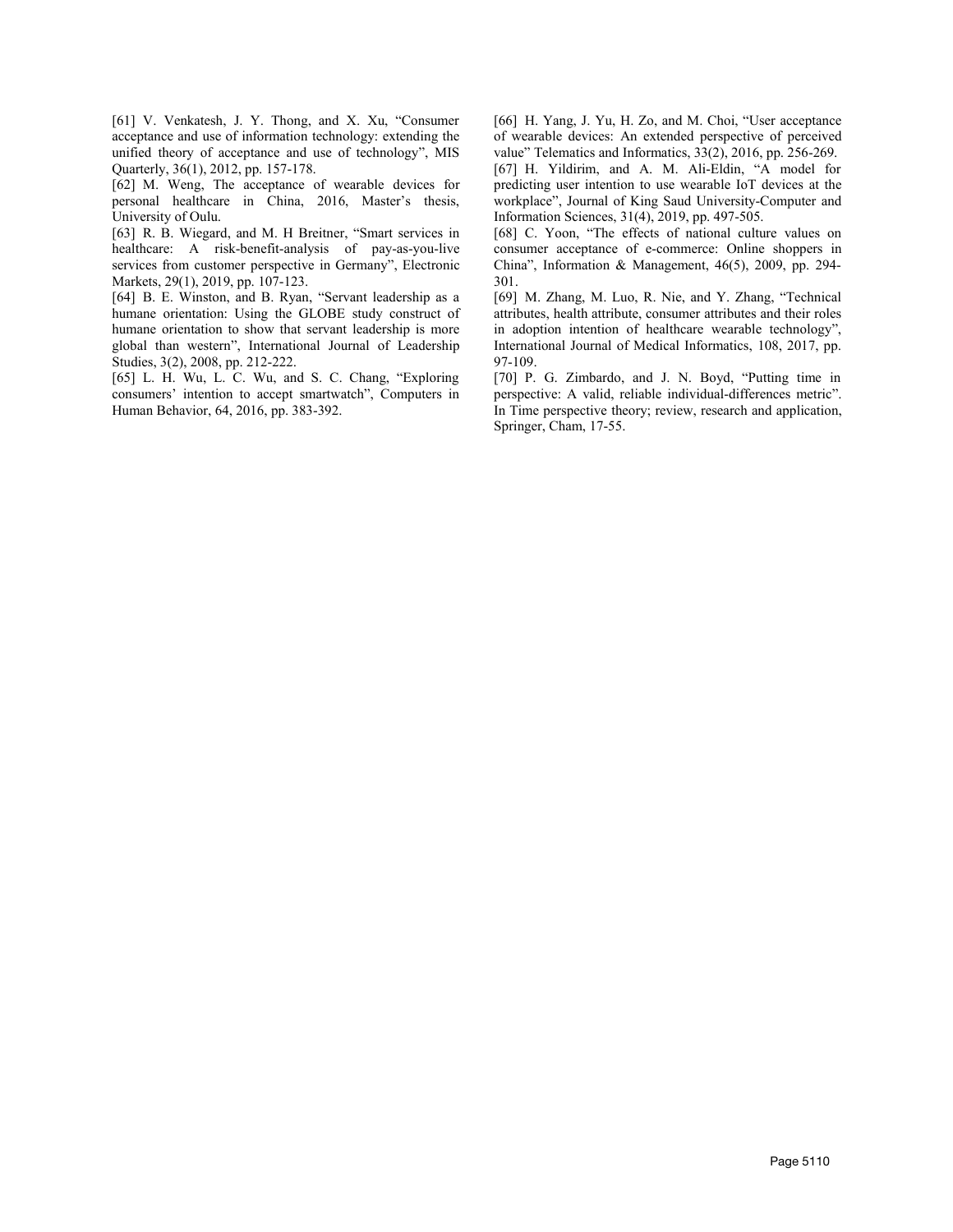[61] V. Venkatesh, J. Y. Thong, and X. Xu, "Consumer acceptance and use of information technology: extending the unified theory of acceptance and use of technology", MIS Quarterly, 36(1), 2012, pp. 157-178.

[62] M. Weng, The acceptance of wearable devices for personal healthcare in China, 2016, Master's thesis, University of Oulu.

[63] R. B. Wiegard, and M. H Breitner, "Smart services in healthcare: A risk-benefit-analysis of pay-as-you-live services from customer perspective in Germany", Electronic Markets, 29(1), 2019, pp. 107-123.

[64] B. E. Winston, and B. Ryan, "Servant leadership as a humane orientation: Using the GLOBE study construct of humane orientation to show that servant leadership is more global than western", International Journal of Leadership Studies, 3(2), 2008, pp. 212-222.

[65] L. H. Wu, L. C. Wu, and S. C. Chang, "Exploring consumers' intention to accept smartwatch", Computers in Human Behavior, 64, 2016, pp. 383-392.

[66] H. Yang, J. Yu, H. Zo, and M. Choi, "User acceptance of wearable devices: An extended perspective of perceived value" Telematics and Informatics, 33(2), 2016, pp. 256-269.

[67] H. Yildirim, and A. M. Ali-Eldin, "A model for predicting user intention to use wearable IoT devices at the workplace", Journal of King Saud University-Computer and Information Sciences, 31(4), 2019, pp. 497-505.

[68] C. Yoon, "The effects of national culture values on consumer acceptance of e-commerce: Online shoppers in China", Information & Management, 46(5), 2009, pp. 294-301.

[69] M. Zhang, M. Luo, R. Nie, and Y. Zhang, "Technical attributes, health attribute, consumer attributes and their roles in adoption intention of healthcare wearable technology", International Journal of Medical Informatics, 108, 2017, pp. 97-109.

[70] P. G. Zimbardo, and J. N. Boyd, "Putting time in perspective: A valid, reliable individual-differences metric". In Time perspective theory; review, research and application, Springer, Cham, 17-55.